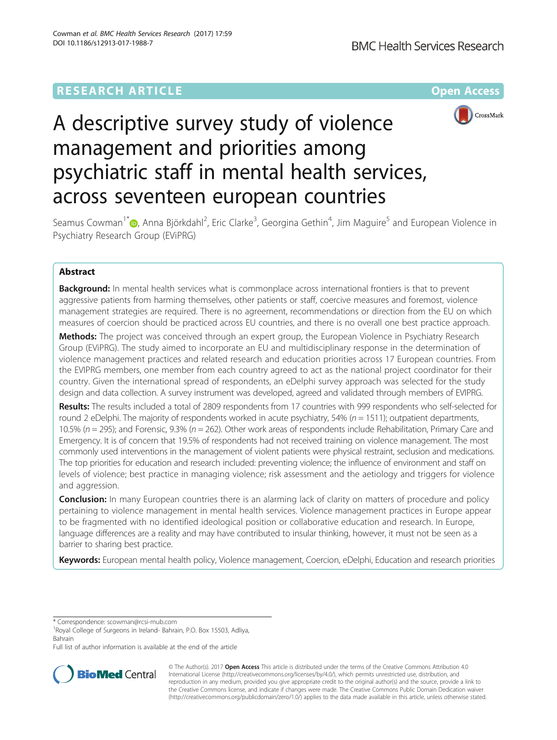RESEARCH ARTICLE Open Access

# A descriptive survey study of violence management and priorities among psychiatric staff in mental health services, across seventeen european countries

Seamus Cowman[1*], Anna Björkdahl[2], Eric Clarke[3], Georgina Gethin[4], Jim Maguire[5] and European Violence in Psychiatry Research Group (EViPRG)

## Abstract

**Background:** In mental health services what is commonplace across international frontiers is that to prevent aggressive patients from harming themselves, other patients or staff, coercive measures and foremost, violence management strategies are required. There is no agreement, recommendations or direction from the EU on which measures of coercion should be practiced across EU countries, and there is no overall one best practice approach.

**Methods:** The project was conceived through an expert group, the European Violence in Psychiatry Research Group (EViPRG). The study aimed to incorporate an EU and multidisciplinary response in the determination of violence management practices and related research and education priorities across 17 European countries. From the EVIPRG members, one member from each country agreed to act as the national project coordinator for their country. Given the international spread of respondents, an eDelphi survey approach was selected for the study design and data collection. A survey instrument was developed, agreed and validated through members of EVIPRG.

**Results:** The results included a total of 2809 respondents from 17 countries with 999 respondents who self-selected for round 2 eDelphi. The majority of respondents worked in acute psychiatry, 54% ($n = 1511$); outpatient departments, 10.5% ($n = 295$); and Forensic, 9.3% ($n = 262$). Other work areas of respondents include Rehabilitation, Primary Care and Emergency. It is of concern that 19.5% of respondents had not received training on violence management. The most commonly used interventions in the management of violent patients were physical restraint, seclusion and medications. The top priorities for education and research included: preventing violence; the influence of environment and staff on levels of violence; best practice in managing violence; risk assessment and the aetiology and triggers for violence and aggression.

**Conclusion:** In many European countries there is an alarming lack of clarity on matters of procedure and policy pertaining to violence management in mental health services. Violence management practices in Europe appear to be fragmented with no identified ideological position or collaborative education and research. In Europe, language differences are a reality and may have contributed to insular thinking, however, it must not be seen as a barrier to sharing best practice.

**Keywords:** European mental health policy, Violence management, Coercion, eDelphi, Education and research priorities

---

\* Correspondence: scowman@rcsi-mub.com

[1]Royal College of Surgeons in Ireland- Bahrain, P.O. Box 15503, Adliya, Bahrain

Full list of author information is available at the end of the article

© The Author(s). 2017 **Open Access** This article is distributed under the terms of the Creative Commons Attribution 4.0 International License (http://creativecommons.org/licenses/by/4.0/), which permits unrestricted use, distribution, and reproduction in any medium, provided you give appropriate credit to the original author(s) and the source, provide a link to the Creative Commons license, and indicate if changes were made. The Creative Commons Public Domain Dedication waiver (http://creativecommons.org/publicdomain/zero/1.0/) applies to the data made available in this article, unless otherwise stated.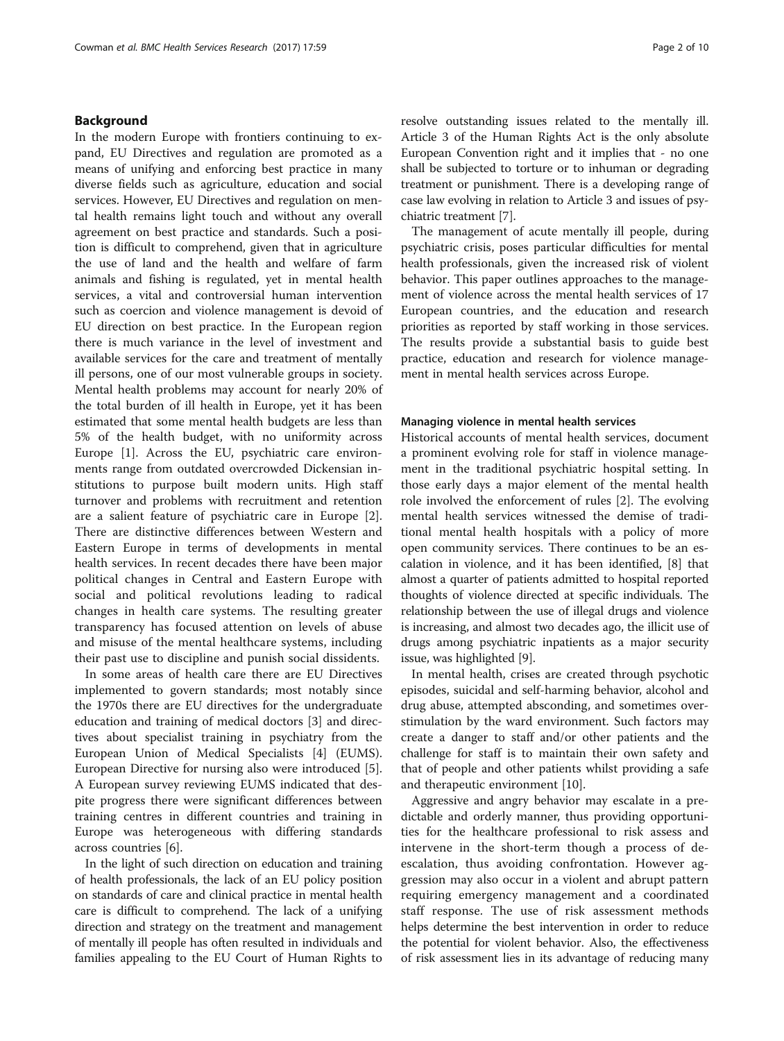## Background

In the modern Europe with frontiers continuing to expand, EU Directives and regulation are promoted as a means of unifying and enforcing best practice in many diverse fields such as agriculture, education and social services. However, EU Directives and regulation on mental health remains light touch and without any overall agreement on best practice and standards. Such a position is difficult to comprehend, given that in agriculture the use of land and the health and welfare of farm animals and fishing is regulated, yet in mental health services, a vital and controversial human intervention such as coercion and violence management is devoid of EU direction on best practice. In the European region there is much variance in the level of investment and available services for the care and treatment of mentally ill persons, one of our most vulnerable groups in society. Mental health problems may account for nearly 20% of the total burden of ill health in Europe, yet it has been estimated that some mental health budgets are less than 5% of the health budget, with no uniformity across Europe [1]. Across the EU, psychiatric care environments range from outdated overcrowded Dickensian institutions to purpose built modern units. High staff turnover and problems with recruitment and retention are a salient feature of psychiatric care in Europe [2]. There are distinctive differences between Western and Eastern Europe in terms of developments in mental health services. In recent decades there have been major political changes in Central and Eastern Europe with social and political revolutions leading to radical changes in health care systems. The resulting greater transparency has focused attention on levels of abuse and misuse of the mental healthcare systems, including their past use to discipline and punish social dissidents.

In some areas of health care there are EU Directives implemented to govern standards; most notably since the 1970s there are EU directives for the undergraduate education and training of medical doctors [3] and directives about specialist training in psychiatry from the European Union of Medical Specialists [4] (EUMS). European Directive for nursing also were introduced [5]. A European survey reviewing EUMS indicated that despite progress there were significant differences between training centres in different countries and training in Europe was heterogeneous with differing standards across countries [6].

In the light of such direction on education and training of health professionals, the lack of an EU policy position on standards of care and clinical practice in mental health care is difficult to comprehend. The lack of a unifying direction and strategy on the treatment and management of mentally ill people has often resulted in individuals and families appealing to the EU Court of Human Rights to resolve outstanding issues related to the mentally ill. Article 3 of the Human Rights Act is the only absolute European Convention right and it implies that - no one shall be subjected to torture or to inhuman or degrading treatment or punishment. There is a developing range of case law evolving in relation to Article 3 and issues of psychiatric treatment [7].

The management of acute mentally ill people, during psychiatric crisis, poses particular difficulties for mental health professionals, given the increased risk of violent behavior. This paper outlines approaches to the management of violence across the mental health services of 17 European countries, and the education and research priorities as reported by staff working in those services. The results provide a substantial basis to guide best practice, education and research for violence management in mental health services across Europe.

### Managing violence in mental health services

Historical accounts of mental health services, document a prominent evolving role for staff in violence management in the traditional psychiatric hospital setting. In those early days a major element of the mental health role involved the enforcement of rules [2]. The evolving mental health services witnessed the demise of traditional mental health hospitals with a policy of more open community services. There continues to be an escalation in violence, and it has been identified, [8] that almost a quarter of patients admitted to hospital reported thoughts of violence directed at specific individuals. The relationship between the use of illegal drugs and violence is increasing, and almost two decades ago, the illicit use of drugs among psychiatric inpatients as a major security issue, was highlighted [9].

In mental health, crises are created through psychotic episodes, suicidal and self-harming behavior, alcohol and drug abuse, attempted absconding, and sometimes overstimulation by the ward environment. Such factors may create a danger to staff and/or other patients and the challenge for staff is to maintain their own safety and that of people and other patients whilst providing a safe and therapeutic environment [10].

Aggressive and angry behavior may escalate in a predictable and orderly manner, thus providing opportunities for the healthcare professional to risk assess and intervene in the short-term though a process of de-escalation, thus avoiding confrontation. However aggression may also occur in a violent and abrupt pattern requiring emergency management and a coordinated staff response. The use of risk assessment methods helps determine the best intervention in order to reduce the potential for violent behavior. Also, the effectiveness of risk assessment lies in its advantage of reducing many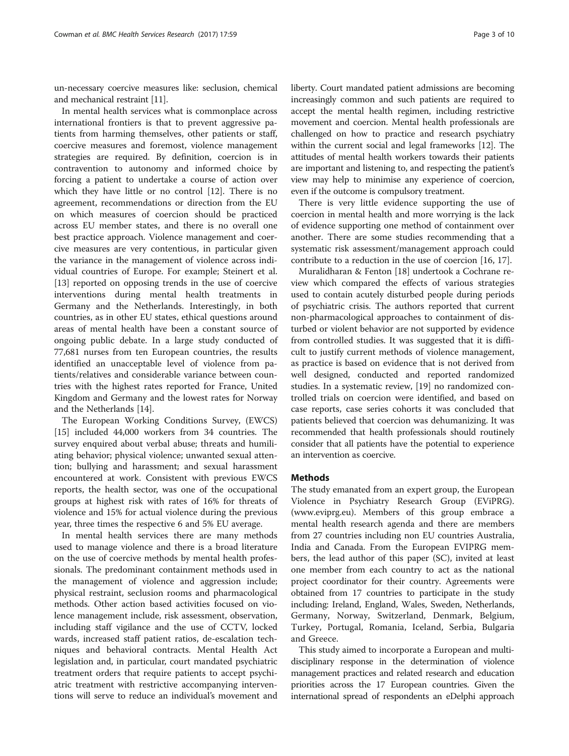un-necessary coercive measures like: seclusion, chemical and mechanical restraint [11].

In mental health services what is commonplace across international frontiers is that to prevent aggressive patients from harming themselves, other patients or staff, coercive measures and foremost, violence management strategies are required. By definition, coercion is in contravention to autonomy and informed choice by forcing a patient to undertake a course of action over which they have little or no control [12]. There is no agreement, recommendations or direction from the EU on which measures of coercion should be practiced across EU member states, and there is no overall one best practice approach. Violence management and coercive measures are very contentious, in particular given the variance in the management of violence across individual countries of Europe. For example; Steinert et al. [13] reported on opposing trends in the use of coercive interventions during mental health treatments in Germany and the Netherlands. Interestingly, in both countries, as in other EU states, ethical questions around areas of mental health have been a constant source of ongoing public debate. In a large study conducted of 77,681 nurses from ten European countries, the results identified an unacceptable level of violence from patients/relatives and considerable variance between countries with the highest rates reported for France, United Kingdom and Germany and the lowest rates for Norway and the Netherlands [14].

The European Working Conditions Survey, (EWCS) [15] included 44,000 workers from 34 countries. The survey enquired about verbal abuse; threats and humiliating behavior; physical violence; unwanted sexual attention; bullying and harassment; and sexual harassment encountered at work. Consistent with previous EWCS reports, the health sector, was one of the occupational groups at highest risk with rates of 16% for threats of violence and 15% for actual violence during the previous year, three times the respective 6 and 5% EU average.

In mental health services there are many methods used to manage violence and there is a broad literature on the use of coercive methods by mental health professionals. The predominant containment methods used in the management of violence and aggression include; physical restraint, seclusion rooms and pharmacological methods. Other action based activities focused on violence management include, risk assessment, observation, including staff vigilance and the use of CCTV, locked wards, increased staff patient ratios, de-escalation techniques and behavioral contracts. Mental Health Act legislation and, in particular, court mandated psychiatric treatment orders that require patients to accept psychiatric treatment with restrictive accompanying interventions will serve to reduce an individual's movement and liberty. Court mandated patient admissions are becoming increasingly common and such patients are required to accept the mental health regimen, including restrictive movement and coercion. Mental health professionals are challenged on how to practice and research psychiatry within the current social and legal frameworks [12]. The attitudes of mental health workers towards their patients are important and listening to, and respecting the patient's view may help to minimise any experience of coercion, even if the outcome is compulsory treatment.

There is very little evidence supporting the use of coercion in mental health and more worrying is the lack of evidence supporting one method of containment over another. There are some studies recommending that a systematic risk assessment/management approach could contribute to a reduction in the use of coercion [16, 17].

Muralidharan & Fenton [18] undertook a Cochrane review which compared the effects of various strategies used to contain acutely disturbed people during periods of psychiatric crisis. The authors reported that current non-pharmacological approaches to containment of disturbed or violent behavior are not supported by evidence from controlled studies. It was suggested that it is difficult to justify current methods of violence management, as practice is based on evidence that is not derived from well designed, conducted and reported randomized studies. In a systematic review, [19] no randomized controlled trials on coercion were identified, and based on case reports, case series cohorts it was concluded that patients believed that coercion was dehumanizing. It was recommended that health professionals should routinely consider that all patients have the potential to experience an intervention as coercive.

## Methods

The study emanated from an expert group, the European Violence in Psychiatry Research Group (EViPRG). (www.eviprg.eu). Members of this group embrace a mental health research agenda and there are members from 27 countries including non EU countries Australia, India and Canada. From the European EVIPRG members, the lead author of this paper (SC), invited at least one member from each country to act as the national project coordinator for their country. Agreements were obtained from 17 countries to participate in the study including: Ireland, England, Wales, Sweden, Netherlands, Germany, Norway, Switzerland, Denmark, Belgium, Turkey, Portugal, Romania, Iceland, Serbia, Bulgaria and Greece.

This study aimed to incorporate a European and multidisciplinary response in the determination of violence management practices and related research and education priorities across the 17 European countries. Given the international spread of respondents an eDelphi approach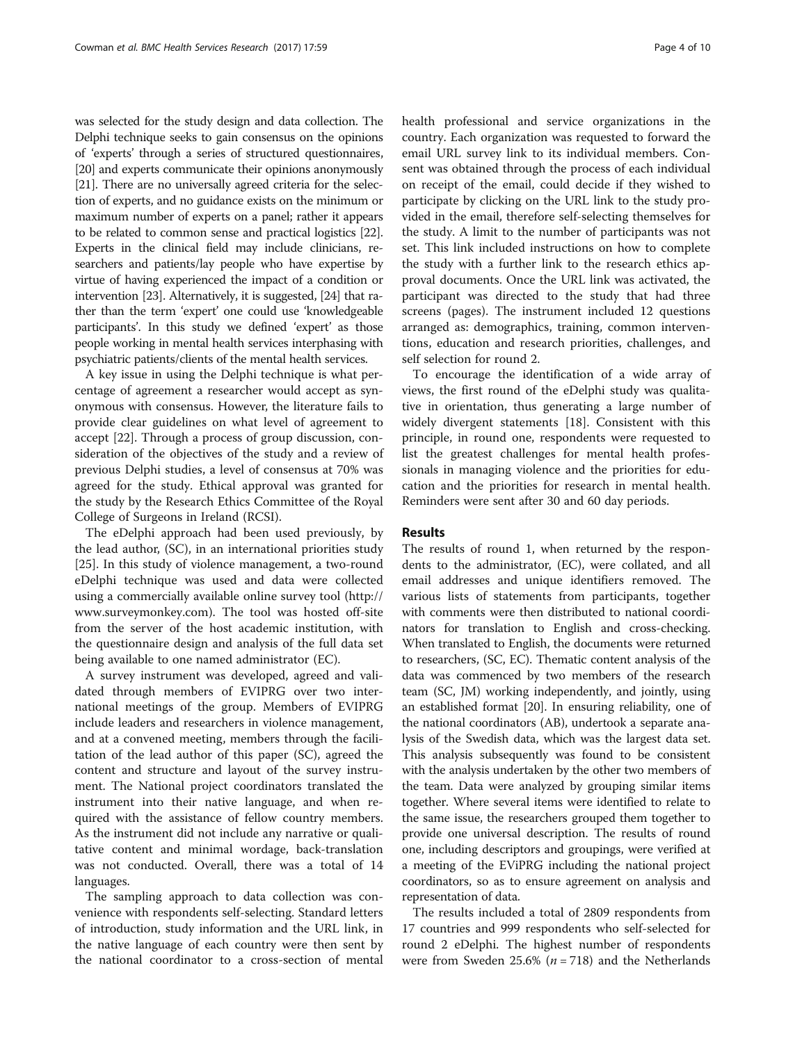was selected for the study design and data collection. The Delphi technique seeks to gain consensus on the opinions of 'experts' through a series of structured questionnaires, [20] and experts communicate their opinions anonymously [21]. There are no universally agreed criteria for the selection of experts, and no guidance exists on the minimum or maximum number of experts on a panel; rather it appears to be related to common sense and practical logistics [22]. Experts in the clinical field may include clinicians, researchers and patients/lay people who have expertise by virtue of having experienced the impact of a condition or intervention [23]. Alternatively, it is suggested, [24] that rather than the term 'expert' one could use 'knowledgeable participants'. In this study we defined 'expert' as those people working in mental health services interphasing with psychiatric patients/clients of the mental health services.

A key issue in using the Delphi technique is what percentage of agreement a researcher would accept as synonymous with consensus. However, the literature fails to provide clear guidelines on what level of agreement to accept [22]. Through a process of group discussion, consideration of the objectives of the study and a review of previous Delphi studies, a level of consensus at 70% was agreed for the study. Ethical approval was granted for the study by the Research Ethics Committee of the Royal College of Surgeons in Ireland (RCSI).

The eDelphi approach had been used previously, by the lead author, (SC), in an international priorities study [25]. In this study of violence management, a two-round eDelphi technique was used and data were collected using a commercially available online survey tool (http://www.surveymonkey.com). The tool was hosted off-site from the server of the host academic institution, with the questionnaire design and analysis of the full data set being available to one named administrator (EC).

A survey instrument was developed, agreed and validated through members of EVIPRG over two international meetings of the group. Members of EVIPRG include leaders and researchers in violence management, and at a convened meeting, members through the facilitation of the lead author of this paper (SC), agreed the content and structure and layout of the survey instrument. The National project coordinators translated the instrument into their native language, and when required with the assistance of fellow country members. As the instrument did not include any narrative or qualitative content and minimal wordage, back-translation was not conducted. Overall, there was a total of 14 languages.

The sampling approach to data collection was convenience with respondents self-selecting. Standard letters of introduction, study information and the URL link, in the native language of each country were then sent by the national coordinator to a cross-section of mental health professional and service organizations in the country. Each organization was requested to forward the email URL survey link to its individual members. Consent was obtained through the process of each individual on receipt of the email, could decide if they wished to participate by clicking on the URL link to the study provided in the email, therefore self-selecting themselves for the study. A limit to the number of participants was not set. This link included instructions on how to complete the study with a further link to the research ethics approval documents. Once the URL link was activated, the participant was directed to the study that had three screens (pages). The instrument included 12 questions arranged as: demographics, training, common interventions, education and research priorities, challenges, and self selection for round 2.

To encourage the identification of a wide array of views, the first round of the eDelphi study was qualitative in orientation, thus generating a large number of widely divergent statements [18]. Consistent with this principle, in round one, respondents were requested to list the greatest challenges for mental health professionals in managing violence and the priorities for education and the priorities for research in mental health. Reminders were sent after 30 and 60 day periods.

## Results

The results of round 1, when returned by the respondents to the administrator, (EC), were collated, and all email addresses and unique identifiers removed. The various lists of statements from participants, together with comments were then distributed to national coordinators for translation to English and cross-checking. When translated to English, the documents were returned to researchers, (SC, EC). Thematic content analysis of the data was commenced by two members of the research team (SC, JM) working independently, and jointly, using an established format [20]. In ensuring reliability, one of the national coordinators (AB), undertook a separate analysis of the Swedish data, which was the largest data set. This analysis subsequently was found to be consistent with the analysis undertaken by the other two members of the team. Data were analyzed by grouping similar items together. Where several items were identified to relate to the same issue, the researchers grouped them together to provide one universal description. The results of round one, including descriptors and groupings, were verified at a meeting of the EViPRG including the national project coordinators, so as to ensure agreement on analysis and representation of data.

The results included a total of 2809 respondents from 17 countries and 999 respondents who self-selected for round 2 eDelphi. The highest number of respondents were from Sweden 25.6% ($n = 718$) and the Netherlands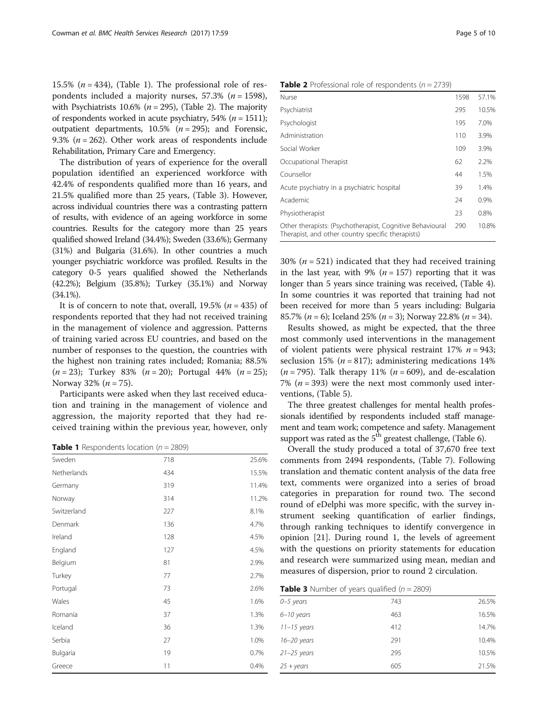15.5% ($n = 434$), (Table 1). The professional role of respondents included a majority nurses, 57.3% ($n = 1598$), with Psychiatrists 10.6% ($n = 295$), (Table 2). The majority of respondents worked in acute psychiatry, 54% ($n = 1511$); outpatient departments, 10.5% ($n = 295$); and Forensic, 9.3% ($n = 262$). Other work areas of respondents include Rehabilitation, Primary Care and Emergency.

The distribution of years of experience for the overall population identified an experienced workforce with 42.4% of respondents qualified more than 16 years, and 21.5% qualified more than 25 years, (Table 3). However, across individual countries there was a contrasting pattern of results, with evidence of an ageing workforce in some countries. Results for the category more than 25 years qualified showed Ireland (34.4%); Sweden (33.6%); Germany (31%) and Bulgaria (31.6%). In other countries a much younger psychiatric workforce was profiled. Results in the category 0-5 years qualified showed the Netherlands (42.2%); Belgium (35.8%); Turkey (35.1%) and Norway (34.1%).

It is of concern to note that, overall, 19.5% ($n = 435$) of respondents reported that they had not received training in the management of violence and aggression. Patterns of training varied across EU countries, and based on the number of responses to the question, the countries with the highest non training rates included; Romania; 88.5% ($n = 23$); Turkey 83% ($n = 20$); Portugal 44% ($n = 25$); Norway 32% ($n = 75$).

Participants were asked when they last received education and training in the management of violence and aggression, the majority reported that they had received training within the previous year, however, only 30% ($n = 521$) indicated that they had received training in the last year, with 9% ($n = 157$) reporting that it was longer than 5 years since training was received, (Table 4). In some countries it was reported that training had not been received for more than 5 years including: Bulgaria 85.7% ($n = 6$); Iceland 25% ($n = 3$); Norway 22.8% ($n = 34$).

Results showed, as might be expected, that the three most commonly used interventions in the management of violent patients were physical restraint 17% $n = 943$; seclusion 15% ($n = 817$); administering medications 14% ($n = 795$). Talk therapy 11% ($n = 609$), and de-escalation 7% ($n = 393$) were the next most commonly used interventions, (Table 5).

The three greatest challenges for mental health professionals identified by respondents included staff management and team work; competence and safety. Management support was rated as the 5th greatest challenge, (Table 6).

Overall the study produced a total of 37,670 free text comments from 2494 respondents, (Table 7). Following translation and thematic content analysis of the data free text, comments were organized into a series of broad categories in preparation for round two. The second round of eDelphi was more specific, with the survey instrument seeking quantification of earlier findings, through ranking techniques to identify convergence in opinion [21]. During round 1, the levels of agreement with the questions on priority statements for education and research were summarized using mean, median and measures of dispersion, prior to round 2 circulation.

**Table 1** Respondents location ($n = 2809$)

| Country | n | % |
|---|---|---|
| Sweden | 718 | 25.6% |
| Netherlands | 434 | 15.5% |
| Germany | 319 | 11.4% |
| Norway | 314 | 11.2% |
| Switzerland | 227 | 8.1% |
| Denmark | 136 | 4.7% |
| Ireland | 128 | 4.5% |
| England | 127 | 4.5% |
| Belgium | 81 | 2.9% |
| Turkey | 77 | 2.7% |
| Portugal | 73 | 2.6% |
| Wales | 45 | 1.6% |
| Romania | 37 | 1.3% |
| Iceland | 36 | 1.3% |
| Serbia | 27 | 1.0% |
| Bulgaria | 19 | 0.7% |
| Greece | 11 | 0.4% |

**Table 2** Professional role of respondents ($n = 2739$)

| Role | n | % |
|---|---|---|
| Nurse | 1598 | 57.1% |
| Psychiatrist | 295 | 10.5% |
| Psychologist | 195 | 7.0% |
| Administration | 110 | 3.9% |
| Social Worker | 109 | 3.9% |
| Occupational Therapist | 62 | 2.2% |
| Counsellor | 44 | 1.5% |
| Acute psychiatry in a psychiatric hospital | 39 | 1.4% |
| Academic | 24 | 0.9% |
| Physiotherapist | 23 | 0.8% |
| Other therapists: (Psychotherapist, Cognitive Behavioural Therapist, and other country specific therapists) | 290 | 10.8% |

**Table 3** Number of years qualified ($n = 2809$)

| Years | n | % |
|---|---|---|
| *0–5 years* | 743 | 26.5% |
| *6–10 years* | 463 | 16.5% |
| *11–15 years* | 412 | 14.7% |
| *16–20 years* | 291 | 10.4% |
| *21–25 years* | 295 | 10.5% |
| *25 + years* | 605 | 21.5% |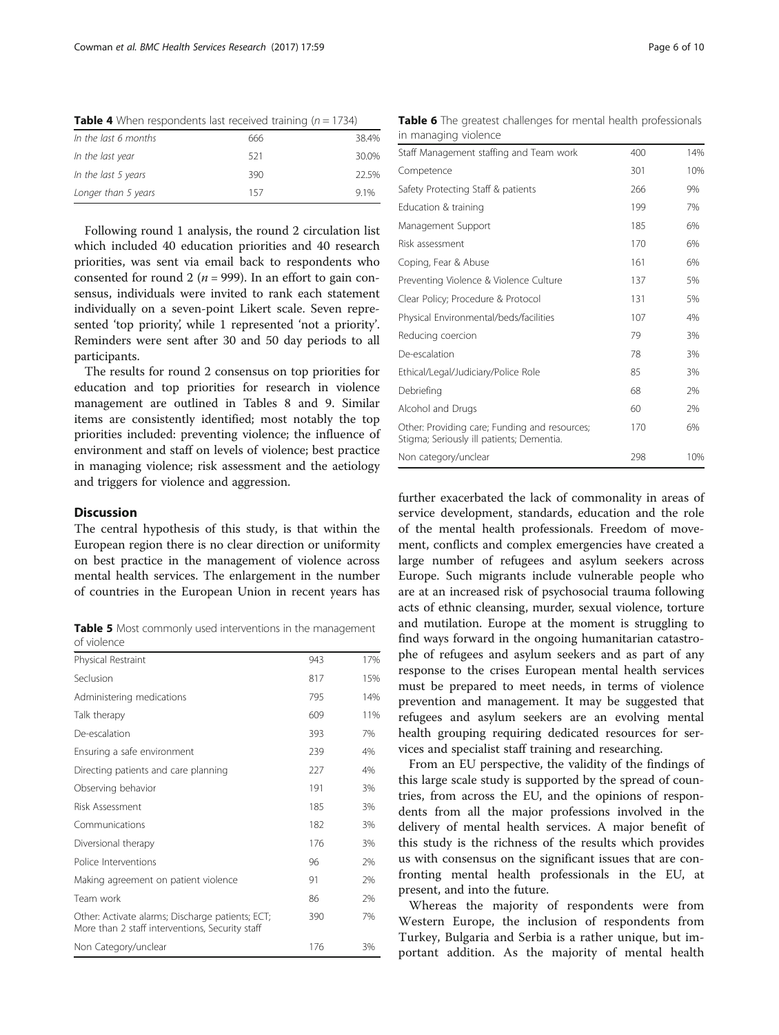**Table 4** When respondents last received training ($n = 1734$)

| | | |
|---|---|---|
| *In the last 6 months* | 666 | 38.4% |
| *In the last year* | 521 | 30.0% |
| *In the last 5 years* | 390 | 22.5% |
| *Longer than 5 years* | 157 | 9.1% |

Following round 1 analysis, the round 2 circulation list which included 40 education priorities and 40 research priorities, was sent via email back to respondents who consented for round 2 ($n = 999$). In an effort to gain consensus, individuals were invited to rank each statement individually on a seven-point Likert scale. Seven represented 'top priority', while 1 represented 'not a priority'. Reminders were sent after 30 and 50 day periods to all participants.

The results for round 2 consensus on top priorities for education and top priorities for research in violence management are outlined in Tables 8 and 9. Similar items are consistently identified; most notably the top priorities included: preventing violence; the influence of environment and staff on levels of violence; best practice in managing violence; risk assessment and the aetiology and triggers for violence and aggression.

## Discussion

The central hypothesis of this study, is that within the European region there is no clear direction or uniformity on best practice in the management of violence across mental health services. The enlargement in the number of countries in the European Union in recent years has further exacerbated the lack of commonality in areas of service development, standards, education and the role of the mental health professionals. Freedom of movement, conflicts and complex emergencies have created a large number of refugees and asylum seekers across Europe. Such migrants include vulnerable people who are at an increased risk of psychosocial trauma following acts of ethnic cleansing, murder, sexual violence, torture and mutilation. Europe at the moment is struggling to find ways forward in the ongoing humanitarian catastrophe of refugees and asylum seekers and as part of any response to the crises European mental health services must be prepared to meet needs, in terms of violence prevention and management. It may be suggested that refugees and asylum seekers are an evolving mental health grouping requiring dedicated resources for services and specialist staff training and researching.

From an EU perspective, the validity of the findings of this large scale study is supported by the spread of countries, from across the EU, and the opinions of respondents from all the major professions involved in the delivery of mental health services. A major benefit of this study is the richness of the results which provides us with consensus on the significant issues that are confronting mental health professionals in the EU, at present, and into the future.

Whereas the majority of respondents were from Western Europe, the inclusion of respondents from Turkey, Bulgaria and Serbia is a rather unique, but important addition. As the majority of mental health

**Table 5** Most commonly used interventions in the management of violence

| | | |
|---|---|---|
| Physical Restraint | 943 | 17% |
| Seclusion | 817 | 15% |
| Administering medications | 795 | 14% |
| Talk therapy | 609 | 11% |
| De-escalation | 393 | 7% |
| Ensuring a safe environment | 239 | 4% |
| Directing patients and care planning | 227 | 4% |
| Observing behavior | 191 | 3% |
| Risk Assessment | 185 | 3% |
| Communications | 182 | 3% |
| Diversional therapy | 176 | 3% |
| Police Interventions | 96 | 2% |
| Making agreement on patient violence | 91 | 2% |
| Team work | 86 | 2% |
| Other: Activate alarms; Discharge patients; ECT; More than 2 staff interventions, Security staff | 390 | 7% |
| Non Category/unclear | 176 | 3% |

**Table 6** The greatest challenges for mental health professionals in managing violence

| | | |
|---|---|---|
| Staff Management staffing and Team work | 400 | 14% |
| Competence | 301 | 10% |
| Safety Protecting Staff & patients | 266 | 9% |
| Education & training | 199 | 7% |
| Management Support | 185 | 6% |
| Risk assessment | 170 | 6% |
| Coping, Fear & Abuse | 161 | 6% |
| Preventing Violence & Violence Culture | 137 | 5% |
| Clear Policy; Procedure & Protocol | 131 | 5% |
| Physical Environmental/beds/facilities | 107 | 4% |
| Reducing coercion | 79 | 3% |
| De-escalation | 78 | 3% |
| Ethical/Legal/Judiciary/Police Role | 85 | 3% |
| Debriefing | 68 | 2% |
| Alcohol and Drugs | 60 | 2% |
| Other: Providing care; Funding and resources; Stigma; Seriously ill patients; Dementia. | 170 | 6% |
| Non category/unclear | 298 | 10% |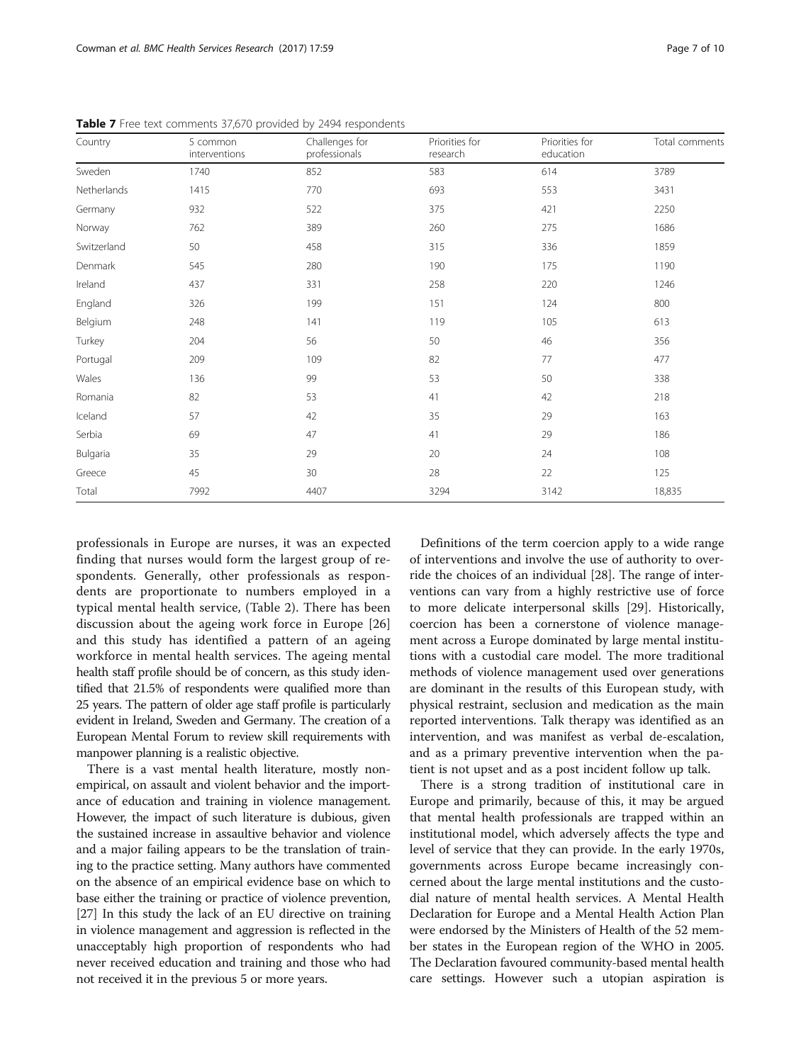**Table 7** Free text comments 37,670 provided by 2494 respondents

| Country | 5 common interventions | Challenges for professionals | Priorities for research | Priorities for education | Total comments |
|---|---|---|---|---|---|
| Sweden | 1740 | 852 | 583 | 614 | 3789 |
| Netherlands | 1415 | 770 | 693 | 553 | 3431 |
| Germany | 932 | 522 | 375 | 421 | 2250 |
| Norway | 762 | 389 | 260 | 275 | 1686 |
| Switzerland | 50 | 458 | 315 | 336 | 1859 |
| Denmark | 545 | 280 | 190 | 175 | 1190 |
| Ireland | 437 | 331 | 258 | 220 | 1246 |
| England | 326 | 199 | 151 | 124 | 800 |
| Belgium | 248 | 141 | 119 | 105 | 613 |
| Turkey | 204 | 56 | 50 | 46 | 356 |
| Portugal | 209 | 109 | 82 | 77 | 477 |
| Wales | 136 | 99 | 53 | 50 | 338 |
| Romania | 82 | 53 | 41 | 42 | 218 |
| Iceland | 57 | 42 | 35 | 29 | 163 |
| Serbia | 69 | 47 | 41 | 29 | 186 |
| Bulgaria | 35 | 29 | 20 | 24 | 108 |
| Greece | 45 | 30 | 28 | 22 | 125 |
| Total | 7992 | 4407 | 3294 | 3142 | 18,835 |

professionals in Europe are nurses, it was an expected finding that nurses would form the largest group of respondents. Generally, other professionals as respondents are proportionate to numbers employed in a typical mental health service, (Table 2). There has been discussion about the ageing work force in Europe [26] and this study has identified a pattern of an ageing workforce in mental health services. The ageing mental health staff profile should be of concern, as this study identified that 21.5% of respondents were qualified more than 25 years. The pattern of older age staff profile is particularly evident in Ireland, Sweden and Germany. The creation of a European Mental Forum to review skill requirements with manpower planning is a realistic objective.

There is a vast mental health literature, mostly non-empirical, on assault and violent behavior and the importance of education and training in violence management. However, the impact of such literature is dubious, given the sustained increase in assaultive behavior and violence and a major failing appears to be the translation of training to the practice setting. Many authors have commented on the absence of an empirical evidence base on which to base either the training or practice of violence prevention, [27] In this study the lack of an EU directive on training in violence management and aggression is reflected in the unacceptably high proportion of respondents who had never received education and training and those who had not received it in the previous 5 or more years.

Definitions of the term coercion apply to a wide range of interventions and involve the use of authority to override the choices of an individual [28]. The range of interventions can vary from a highly restrictive use of force to more delicate interpersonal skills [29]. Historically, coercion has been a cornerstone of violence management across a Europe dominated by large mental institutions with a custodial care model. The more traditional methods of violence management used over generations are dominant in the results of this European study, with physical restraint, seclusion and medication as the main reported interventions. Talk therapy was identified as an intervention, and was manifest as verbal de-escalation, and as a primary preventive intervention when the patient is not upset and as a post incident follow up talk.

There is a strong tradition of institutional care in Europe and primarily, because of this, it may be argued that mental health professionals are trapped within an institutional model, which adversely affects the type and level of service that they can provide. In the early 1970s, governments across Europe became increasingly concerned about the large mental institutions and the custodial nature of mental health services. A Mental Health Declaration for Europe and a Mental Health Action Plan were endorsed by the Ministers of Health of the 52 member states in the European region of the WHO in 2005. The Declaration favoured community-based mental health care settings. However such a utopian aspiration is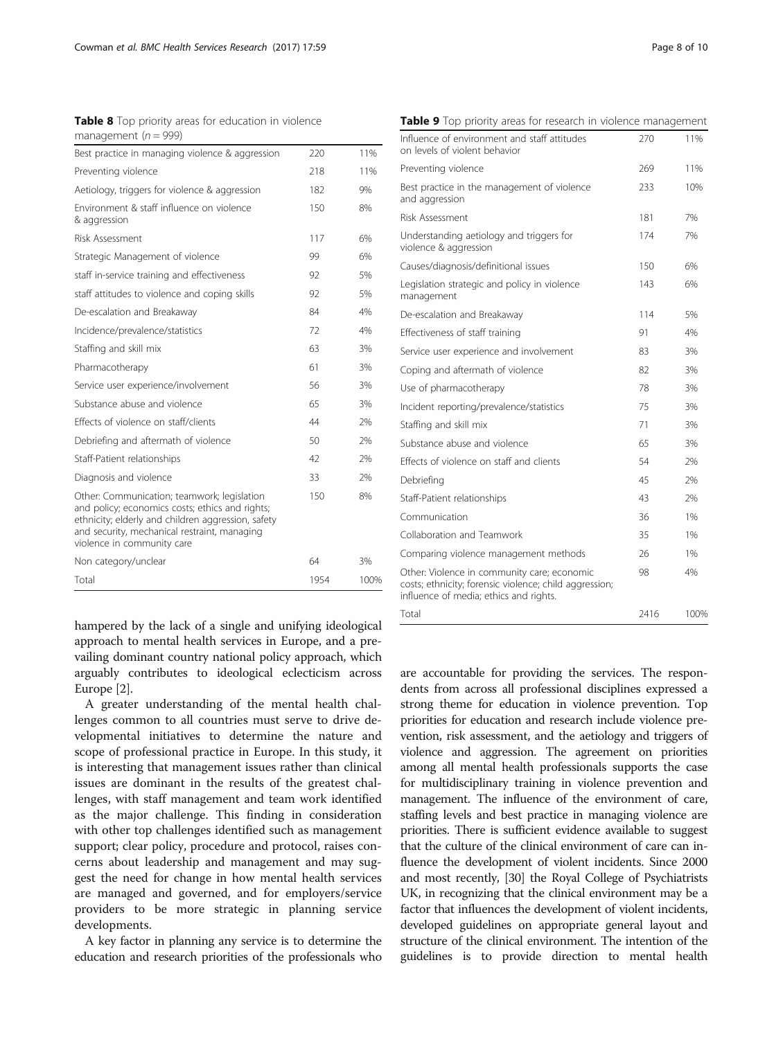**Table 8** Top priority areas for education in violence management ($n = 999$)

| | | |
|---|---|---|
| Best practice in managing violence & aggression | 220 | 11% |
| Preventing violence | 218 | 11% |
| Aetiology, triggers for violence & aggression | 182 | 9% |
| Environment & staff influence on violence & aggression | 150 | 8% |
| Risk Assessment | 117 | 6% |
| Strategic Management of violence | 99 | 6% |
| staff in-service training and effectiveness | 92 | 5% |
| staff attitudes to violence and coping skills | 92 | 5% |
| De-escalation and Breakaway | 84 | 4% |
| Incidence/prevalence/statistics | 72 | 4% |
| Staffing and skill mix | 63 | 3% |
| Pharmacotherapy | 61 | 3% |
| Service user experience/involvement | 56 | 3% |
| Substance abuse and violence | 65 | 3% |
| Effects of violence on staff/clients | 44 | 2% |
| Debriefing and aftermath of violence | 50 | 2% |
| Staff-Patient relationships | 42 | 2% |
| Diagnosis and violence | 33 | 2% |
| Other: Communication; teamwork; legislation and policy; economics costs; ethics and rights; ethnicity; elderly and children aggression, safety and security, mechanical restraint, managing violence in community care | 150 | 8% |
| Non category/unclear | 64 | 3% |
| Total | 1954 | 100% |

**Table 9** Top priority areas for research in violence management

| | | |
|---|---|---|
| Influence of environment and staff attitudes on levels of violent behavior | 270 | 11% |
| Preventing violence | 269 | 11% |
| Best practice in the management of violence and aggression | 233 | 10% |
| Risk Assessment | 181 | 7% |
| Understanding aetiology and triggers for violence & aggression | 174 | 7% |
| Causes/diagnosis/definitional issues | 150 | 6% |
| Legislation strategic and policy in violence management | 143 | 6% |
| De-escalation and Breakaway | 114 | 5% |
| Effectiveness of staff training | 91 | 4% |
| Service user experience and involvement | 83 | 3% |
| Coping and aftermath of violence | 82 | 3% |
| Use of pharmacotherapy | 78 | 3% |
| Incident reporting/prevalence/statistics | 75 | 3% |
| Staffing and skill mix | 71 | 3% |
| Substance abuse and violence | 65 | 3% |
| Effects of violence on staff and clients | 54 | 2% |
| Debriefing | 45 | 2% |
| Staff-Patient relationships | 43 | 2% |
| Communication | 36 | 1% |
| Collaboration and Teamwork | 35 | 1% |
| Comparing violence management methods | 26 | 1% |
| Other: Violence in community care; economic costs; ethnicity; forensic violence; child aggression; influence of media; ethics and rights. | 98 | 4% |
| Total | 2416 | 100% |

hampered by the lack of a single and unifying ideological approach to mental health services in Europe, and a prevailing dominant country national policy approach, which arguably contributes to ideological eclecticism across Europe [2].

A greater understanding of the mental health challenges common to all countries must serve to drive developmental initiatives to determine the nature and scope of professional practice in Europe. In this study, it is interesting that management issues rather than clinical issues are dominant in the results of the greatest challenges, with staff management and team work identified as the major challenge. This finding in consideration with other top challenges identified such as management support; clear policy, procedure and protocol, raises concerns about leadership and management and may suggest the need for change in how mental health services are managed and governed, and for employers/service providers to be more strategic in planning service developments.

A key factor in planning any service is to determine the education and research priorities of the professionals who are accountable for providing the services. The respondents from across all professional disciplines expressed a strong theme for education in violence prevention. Top priorities for education and research include violence prevention, risk assessment, and the aetiology and triggers of violence and aggression. The agreement on priorities among all mental health professionals supports the case for multidisciplinary training in violence prevention and management. The influence of the environment of care, staffing levels and best practice in managing violence are priorities. There is sufficient evidence available to suggest that the culture of the clinical environment of care can influence the development of violent incidents. Since 2000 and most recently, [30] the Royal College of Psychiatrists UK, in recognizing that the clinical environment may be a factor that influences the development of violent incidents, developed guidelines on appropriate general layout and structure of the clinical environment. The intention of the guidelines is to provide direction to mental health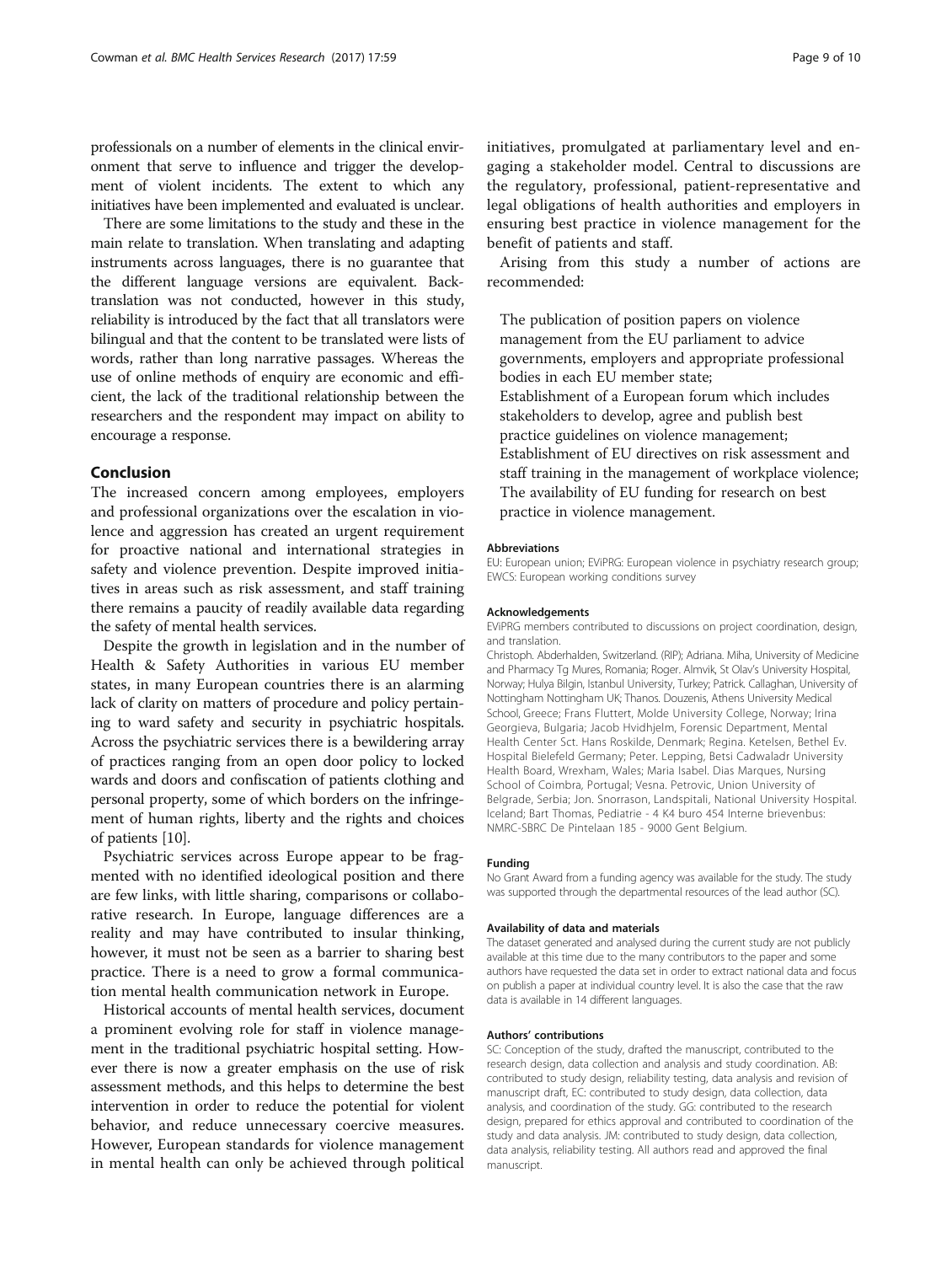professionals on a number of elements in the clinical environment that serve to influence and trigger the development of violent incidents. The extent to which any initiatives have been implemented and evaluated is unclear.

There are some limitations to the study and these in the main relate to translation. When translating and adapting instruments across languages, there is no guarantee that the different language versions are equivalent. Back-translation was not conducted, however in this study, reliability is introduced by the fact that all translators were bilingual and that the content to be translated were lists of words, rather than long narrative passages. Whereas the use of online methods of enquiry are economic and efficient, the lack of the traditional relationship between the researchers and the respondent may impact on ability to encourage a response.

## Conclusion

The increased concern among employees, employers and professional organizations over the escalation in violence and aggression has created an urgent requirement for proactive national and international strategies in safety and violence prevention. Despite improved initiatives in areas such as risk assessment, and staff training there remains a paucity of readily available data regarding the safety of mental health services.

Despite the growth in legislation and in the number of Health & Safety Authorities in various EU member states, in many European countries there is an alarming lack of clarity on matters of procedure and policy pertaining to ward safety and security in psychiatric hospitals. Across the psychiatric services there is a bewildering array of practices ranging from an open door policy to locked wards and doors and confiscation of patients clothing and personal property, some of which borders on the infringement of human rights, liberty and the rights and choices of patients [10].

Psychiatric services across Europe appear to be fragmented with no identified ideological position and there are few links, with little sharing, comparisons or collaborative research. In Europe, language differences are a reality and may have contributed to insular thinking, however, it must not be seen as a barrier to sharing best practice. There is a need to grow a formal communication mental health communication network in Europe.

Historical accounts of mental health services, document a prominent evolving role for staff in violence management in the traditional psychiatric hospital setting. However there is now a greater emphasis on the use of risk assessment methods, and this helps to determine the best intervention in order to reduce the potential for violent behavior, and reduce unnecessary coercive measures. However, European standards for violence management in mental health can only be achieved through political initiatives, promulgated at parliamentary level and engaging a stakeholder model. Central to discussions are the regulatory, professional, patient-representative and legal obligations of health authorities and employers in ensuring best practice in violence management for the benefit of patients and staff.

Arising from this study a number of actions are recommended:

The publication of position papers on violence management from the EU parliament to advice governments, employers and appropriate professional bodies in each EU member state;
Establishment of a European forum which includes stakeholders to develop, agree and publish best practice guidelines on violence management;
Establishment of EU directives on risk assessment and staff training in the management of workplace violence;
The availability of EU funding for research on best practice in violence management.

#### Abbreviations

EU: European union; EViPRG: European violence in psychiatry research group; EWCS: European working conditions survey

#### Acknowledgements

EViPRG members contributed to discussions on project coordination, design, and translation.

Christoph. Abderhalden, Switzerland. (RIP); Adriana. Miha, University of Medicine and Pharmacy Tg Mures, Romania; Roger. Almvik, St Olav's University Hospital, Norway; Hulya Bilgin, Istanbul University, Turkey; Patrick. Callaghan, University of Nottingham Nottingham UK; Thanos. Douzenis, Athens University Medical School, Greece; Frans Fluttert, Molde University College, Norway; Irina Georgieva, Bulgaria; Jacob Hvidhjelm, Forensic Department, Mental Health Center Sct. Hans Roskilde, Denmark; Regina. Ketelsen, Bethel Ev. Hospital Bielefeld Germany; Peter. Lepping, Betsi Cadwaladr University Health Board, Wrexham, Wales; Maria Isabel. Dias Marques, Nursing School of Coimbra, Portugal; Vesna. Petrovic, Union University of Belgrade, Serbia; Jon. Snorrason, Landspitali, National University Hospital. Iceland; Bart Thomas, Pediatrie - 4 K4 buro 454 Interne brievenbus: NMRC-SBRC De Pintelaan 185 - 9000 Gent Belgium.

#### Funding

No Grant Award from a funding agency was available for the study. The study was supported through the departmental resources of the lead author (SC).

#### Availability of data and materials

The dataset generated and analysed during the current study are not publicly available at this time due to the many contributors to the paper and some authors have requested the data set in order to extract national data and focus on publish a paper at individual country level. It is also the case that the raw data is available in 14 different languages.

#### Authors' contributions

SC: Conception of the study, drafted the manuscript, contributed to the research design, data collection and analysis and study coordination. AB: contributed to study design, reliability testing, data analysis and revision of manuscript draft, EC: contributed to study design, data collection, data analysis, and coordination of the study. GG: contributed to the research design, prepared for ethics approval and contributed to coordination of the study and data analysis. JM: contributed to study design, data collection, data analysis, reliability testing. All authors read and approved the final manuscript.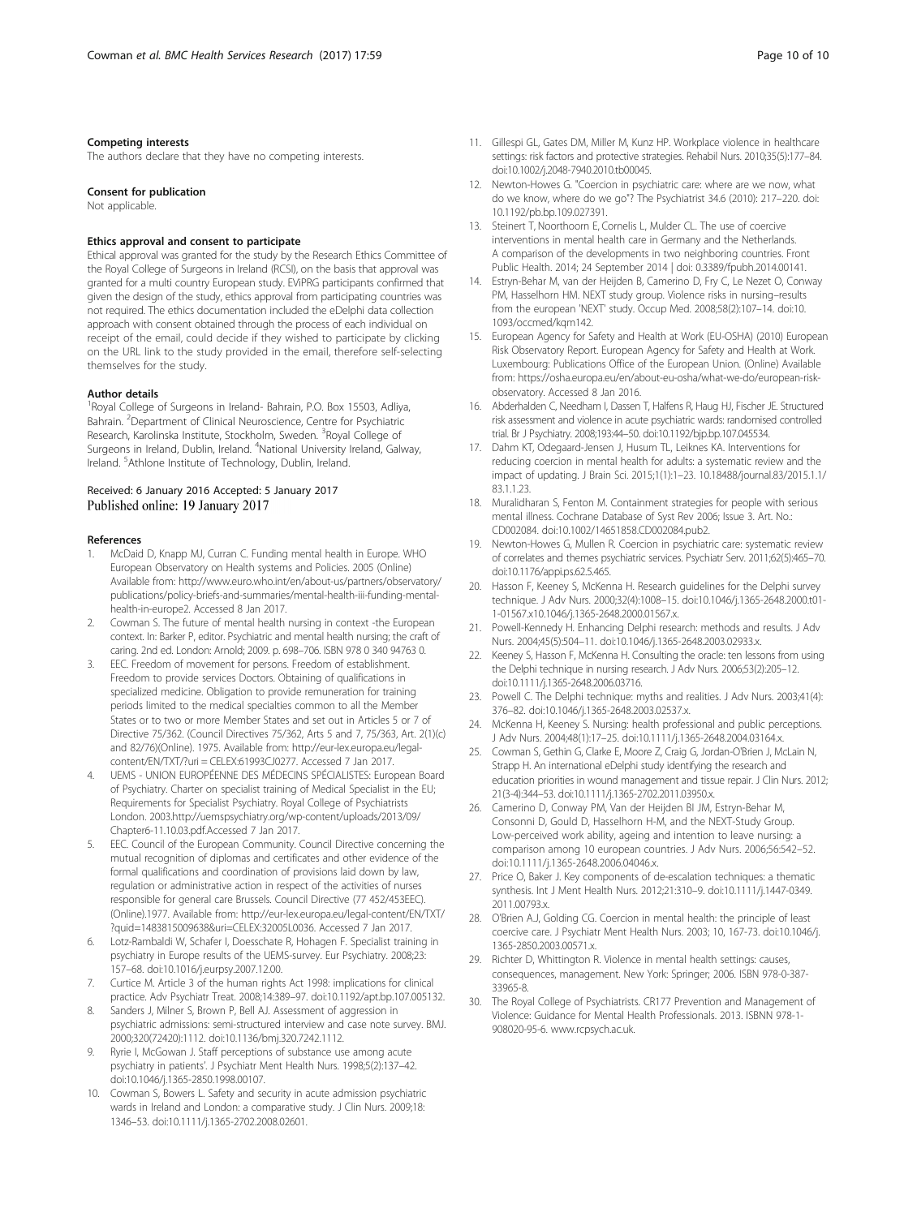#### Competing interests

The authors declare that they have no competing interests.

#### Consent for publication

Not applicable.

#### Ethics approval and consent to participate

Ethical approval was granted for the study by the Research Ethics Committee of the Royal College of Surgeons in Ireland (RCSI), on the basis that approval was granted for a multi country European study. EViPRG participants confirmed that given the design of the study, ethics approval from participating countries was not required. The ethics documentation included the eDelphi data collection approach with consent obtained through the process of each individual on receipt of the email, could decide if they wished to participate by clicking on the URL link to the study provided in the email, therefore self-selecting themselves for the study.

#### Author details

[1]Royal College of Surgeons in Ireland- Bahrain, P.O. Box 15503, Adliya, Bahrain. [2]Department of Clinical Neuroscience, Centre for Psychiatric Research, Karolinska Institute, Stockholm, Sweden. [3]Royal College of Surgeons in Ireland, Dublin, Ireland. [4]National University Ireland, Galway, Ireland. [5]Athlone Institute of Technology, Dublin, Ireland.

Received: 6 January 2016 Accepted: 5 January 2017
Published online: 19 January 2017

#### References

1. McDaid D, Knapp MJ, Curran C. Funding mental health in Europe. WHO European Observatory on Health systems and Policies. 2005 (Online) Available from: http://www.euro.who.int/en/about-us/partners/observatory/publications/policy-briefs-and-summaries/mental-health-iii-funding-mental-health-in-europe2. Accessed 8 Jan 2017.
2. Cowman S. The future of mental health nursing in context -the European context. In: Barker P, editor. Psychiatric and mental health nursing; the craft of caring. 2nd ed. London: Arnold; 2009. p. 698–706. ISBN 978 0 340 94763 0.
3. EEC. Freedom of movement for persons. Freedom of establishment. Freedom to provide services Doctors. Obtaining of qualifications in specialized medicine. Obligation to provide remuneration for training periods limited to the medical specialties common to all the Member States or to two or more Member States and set out in Articles 5 or 7 of Directive 75/362. (Council Directives 75/362, Arts 5 and 7, 75/363, Art. 2(1)(c) and 82/76)(Online). 1975. Available from: http://eur-lex.europa.eu/legal-content/EN/TXT/?uri = CELEX:61993CJ0277. Accessed 7 Jan 2017.
4. UEMS - UNION EUROPÉENNE DES MÉDECINS SPÉCIALISTES: European Board of Psychiatry. Charter on specialist training of Medical Specialist in the EU; Requirements for Specialist Psychiatry. Royal College of Psychiatrists London. 2003.http://uemspsychiatry.org/wp-content/uploads/2013/09/Chapter6-11.10.03.pdf.Accessed 7 Jan 2017.
5. EEC. Council of the European Community. Council Directive concerning the mutual recognition of diplomas and certificates and other evidence of the formal qualifications and coordination of provisions laid down by law, regulation or administrative action in respect of the activities of nurses responsible for general care Brussels. Council Directive (77 452/453EEC). (Online).1977. Available from: http://eur-lex.europa.eu/legal-content/EN/TXT/?quid=1483815009638&uri=CELEX:32005L0036. Accessed 7 Jan 2017.
6. Lotz-Rambaldi W, Schafer I, Doesschate R, Hohagen F. Specialist training in psychiatry in Europe results of the UEMS-survey. Eur Psychiatry. 2008;23:157–68. doi:10.1016/j.eurpsy.2007.12.00.
7. Curtice M. Article 3 of the human rights Act 1998: implications for clinical practice. Adv Psychiatr Treat. 2008;14:389–97. doi:10.1192/apt.bp.107.005132.
8. Sanders J, Milner S, Brown P, Bell AJ. Assessment of aggression in psychiatric admissions: semi-structured interview and case note survey. BMJ. 2000;320(72420):1112. doi:10.1136/bmj.320.7242.1112.
9. Ryrie I, McGowan J. Staff perceptions of substance use among acute psychiatry in patients'. J Psychiatr Ment Health Nurs. 1998;5(2):137–42. doi:10.1046/j.1365-2850.1998.00107.
10. Cowman S, Bowers L. Safety and security in acute admission psychiatric wards in Ireland and London: a comparative study. J Clin Nurs. 2009;18: 1346–53. doi:10.1111/j.1365-2702.2008.02601.
11. Gillespi GL, Gates DM, Miller M, Kunz HP. Workplace violence in healthcare settings: risk factors and protective strategies. Rehabil Nurs. 2010;35(5):177–84. doi:10.1002/j.2048-7940.2010.tb00045.
12. Newton-Howes G. "Coercion in psychiatric care: where are we now, what do we know, where do we go"? The Psychiatrist 34.6 (2010): 217–220. doi: 10.1192/pb.bp.109.027391.
13. Steinert T, Noorthoorn E, Cornelis L, Mulder CL. The use of coercive interventions in mental health care in Germany and the Netherlands. A comparison of the developments in two neighboring countries. Front Public Health. 2014; 24 September 2014 | doi: 0.3389/fpubh.2014.00141.
14. Estryn-Behar M, van der Heijden B, Camerino D, Fry C, Le Nezet O, Conway PM, Hasselhorn HM. NEXT study group. Violence risks in nursing–results from the european 'NEXT' study. Occup Med. 2008;58(2):107–14. doi:10.1093/occmed/kqm142.
15. European Agency for Safety and Health at Work (EU-OSHA) (2010) European Risk Observatory Report. European Agency for Safety and Health at Work. Luxembourg: Publications Office of the European Union. (Online) Available from: https://osha.europa.eu/en/about-eu-osha/what-we-do/european-risk-observatory. Accessed 8 Jan 2016.
16. Abderhalden C, Needham I, Dassen T, Halfens R, Haug HJ, Fischer JE. Structured risk assessment and violence in acute psychiatric wards: randomised controlled trial. Br J Psychiatry. 2008;193:44–50. doi:10.1192/bjp.bp.107.045534.
17. Dahm KT, Odegaard-Jensen J, Husum TL, Leiknes KA. Interventions for reducing coercion in mental health for adults: a systematic review and the impact of updating. J Brain Sci. 2015;1(1):1–23. 10.18488/journal.83/2015.1.1/83.1.1.23.
18. Muralidharan S, Fenton M. Containment strategies for people with serious mental illness. Cochrane Database of Syst Rev 2006; Issue 3. Art. No.: CD002084. doi:10.1002/14651858.CD002084.pub2.
19. Newton-Howes G, Mullen R. Coercion in psychiatric care: systematic review of correlates and themes psychiatric services. Psychiatr Serv. 2011;62(5):465–70. doi:10.1176/appi.ps.62.5.465.
20. Hasson F, Keeney S, McKenna H. Research guidelines for the Delphi survey technique. J Adv Nurs. 2000;32(4):1008–15. doi:10.1046/j.1365-2648.2000.t01-1-01567.x10.1046/j.1365-2648.2000.01567.x.
21. Powell-Kennedy H. Enhancing Delphi research: methods and results. J Adv Nurs. 2004;45(5):504–11. doi:10.1046/j.1365-2648.2003.02933.x.
22. Keeney S, Hasson F, McKenna H. Consulting the oracle: ten lessons from using the Delphi technique in nursing research. J Adv Nurs. 2006;53(2):205–12. doi:10.1111/j.1365-2648.2006.03716.
23. Powell C. The Delphi technique: myths and realities. J Adv Nurs. 2003;41(4): 376–82. doi:10.1046/j.1365-2648.2003.02537.x.
24. McKenna H, Keeney S. Nursing: health professional and public perceptions. J Adv Nurs. 2004;48(1):17–25. doi:10.1111/j.1365-2648.2004.03164.x.
25. Cowman S, Gethin G, Clarke E, Moore Z, Craig G, Jordan-O'Brien J, McLain N, Strapp H. An international eDelphi study identifying the research and education priorities in wound management and tissue repair. J Clin Nurs. 2012; 21(3-4):344–53. doi:10.1111/j.1365-2702.2011.03950.x.
26. Camerino D, Conway PM, Van der Heijden BI JM, Estryn-Behar M, Consonni D, Gould D, Hasselhorn H-M, and the NEXT-Study Group. Low-perceived work ability, ageing and intention to leave nursing: a comparison among 10 european countries. J Adv Nurs. 2006;56:542–52. doi:10.1111/j.1365-2648.2006.04046.x.
27. Price O, Baker J. Key components of de-escalation techniques: a thematic synthesis. Int J Ment Health Nurs. 2012;21:310–9. doi:10.1111/j.1447-0349.2011.00793.x.
28. O'Brien AJ, Golding CG. Coercion in mental health: the principle of least coercive care. J Psychiatr Ment Health Nurs. 2003; 10, 167-73. doi:10.1046/j.1365-2850.2003.00571.x.
29. Richter D, Whittington R. Violence in mental health settings: causes, consequences, management. New York: Springer; 2006. ISBN 978-0-387-33965-8.
30. The Royal College of Psychiatrists. CR177 Prevention and Management of Violence: Guidance for Mental Health Professionals. 2013. ISBNN 978-1-908020-95-6. www.rcpsych.ac.uk.